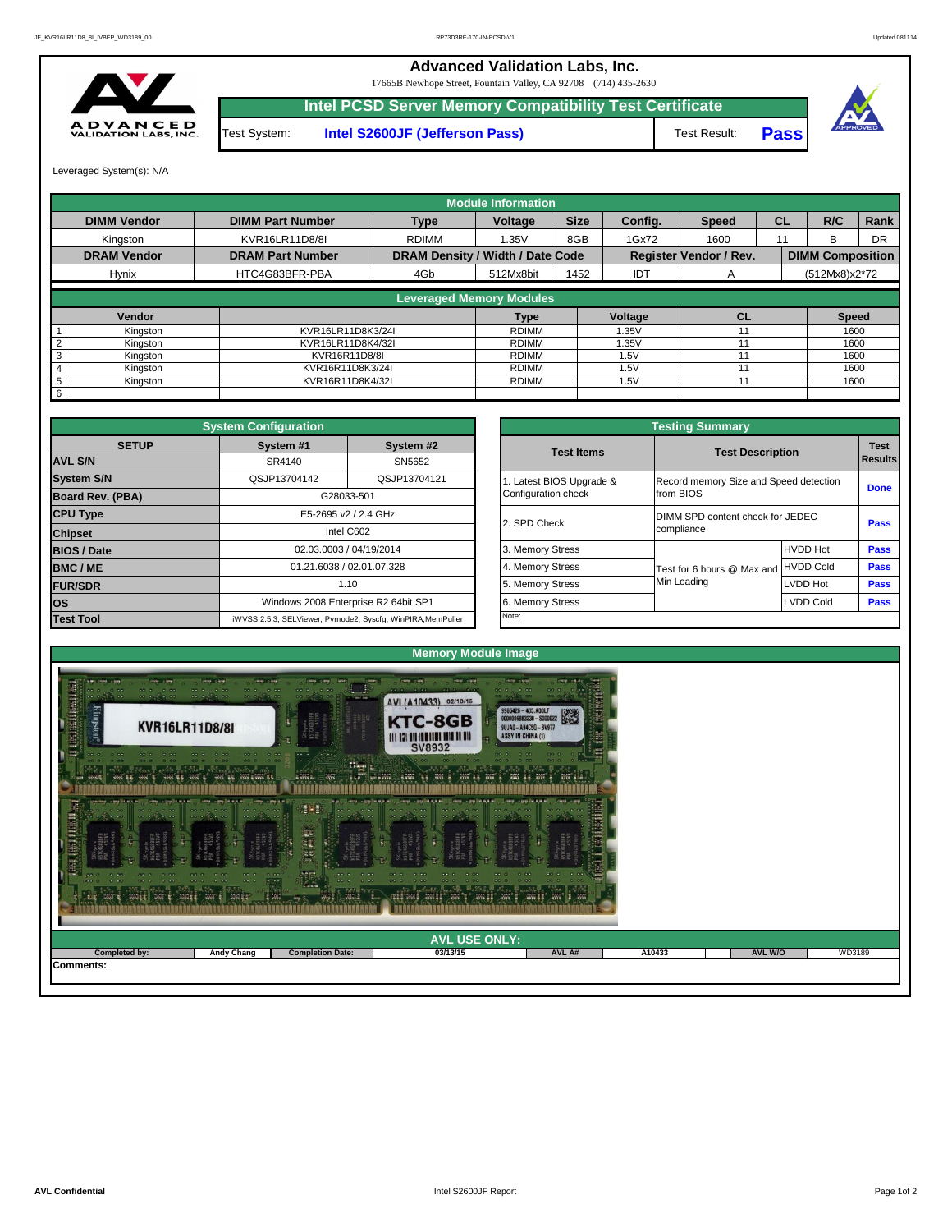# Advanced Validation Labs, Inc.

17665B Newhope Street, Fountain Valley, CA 92708 (714) 435-2630

## Intel PCSD Server Memory Compatibility Test Certificate

Test System: **Intel S2600JF (Jefferson Pass)** Test Result: **Pass**

Leveraged System(s): N/A

## Module Information

| DIMM Vendor | DIMM Part Number | Type | Voltage | Size | Config. | Speed | CL | R/C | Rank |
|---|---|---|---|---|---|---|---|---|---|
| Kingston | KVR16LR11D8/8I | RDIMM | 1.35V | 8GB | 1Gx72 | 1600 | 11 | B | DR |

| DRAM Vendor | DRAM Part Number | DRAM Density / Width / Date Code | | | Register Vendor / Rev. | | DIMM Composition |
|---|---|---|---|---|---|---|---|
| Hynix | HTC4G83BFR-PBA | 4Gb | 512Mx8bit | 1452 | IDT | A | (512Mx8)x2*72 |

## Leveraged Memory Modules

| | Vendor | | Type | Voltage | CL | Speed |
|---|---|---|---|---|---|---|
| 1 | Kingston | KVR16LR11D8K3/24I | RDIMM | 1.35V | 11 | 1600 |
| 2 | Kingston | KVR16LR11D8K4/32I | RDIMM | 1.35V | 11 | 1600 |
| 3 | Kingston | KVR16R11D8/8I | RDIMM | 1.5V | 11 | 1600 |
| 4 | Kingston | KVR16R11D8K3/24I | RDIMM | 1.5V | 11 | 1600 |
| 5 | Kingston | KVR16R11D8K4/32I | RDIMM | 1.5V | 11 | 1600 |
| 6 | | | | | | |

## System Configuration

| SETUP | System #1 | System #2 |
|---|---|---|
| AVL S/N | SR4140 | SN5652 |
| System S/N | QSJP13704142 | QSJP13704121 |
| Board Rev. (PBA) | G28033-501 | |
| CPU Type | E5-2695 v2 / 2.4 GHz | |
| Chipset | Intel C602 | |
| BIOS / Date | 02.03.0003 / 04/19/2014 | |
| BMC / ME | 01.21.6038 / 02.01.07.328 | |
| FUR/SDR | 1.10 | |
| OS | Windows 2008 Enterprise R2 64bit SP1 | |
| Test Tool | iWVSS 2.5.3, SELViewer, Pvmode2, Syscfg, WinPIRA,MemPuller | |

## Testing Summary

| Test Items | Test Description | | Test Results |
|---|---|---|---|
| 1. Latest BIOS Upgrade & Configuration check | Record memory Size and Speed detection from BIOS | | Done |
| 2. SPD Check | DIMM SPD content check for JEDEC compliance | | Pass |
| 3. Memory Stress | Test for 6 hours @ Max and Min Loading | HVDD Hot | Pass |
| 4. Memory Stress | | HVDD Cold | Pass |
| 5. Memory Stress | | LVDD Hot | Pass |
| 6. Memory Stress | | LVDD Cold | Pass |

Note:

## Memory Module Image

## AVL USE ONLY:

| Completed by: | Andy Chang | Completion Date: | 03/13/15 | AVL A# | A10433 | AVL W/O | WD3189 |
|---|---|---|---|---|---|---|---|

Comments: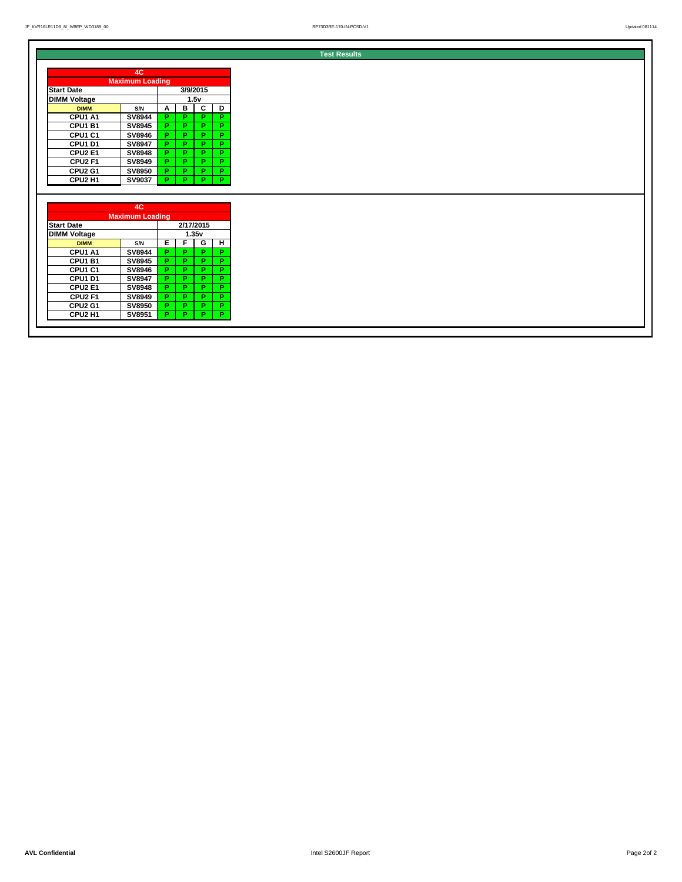## Test Results

| 4C | | | | | |
|---|---|---|---|---|---|
| **Maximum Loading** | | | | | |
| **Start Date** | | 3/9/2015 | | | |
| **DIMM Voltage** | | 1.5v | | | |
| **DIMM** | **S/N** | **A** | **B** | **C** | **D** |
| CPU1 A1 | SV8944 | P | P | P | P |
| CPU1 B1 | SV8945 | P | P | P | P |
| CPU1 C1 | SV8946 | P | P | P | P |
| CPU1 D1 | SV8947 | P | P | P | P |
| CPU2 E1 | SV8948 | P | P | P | P |
| CPU2 F1 | SV8949 | P | P | P | P |
| CPU2 G1 | SV8950 | P | P | P | P |
| CPU2 H1 | SV9037 | P | P | P | P |

| 4C | | | | | |
|---|---|---|---|---|---|
| **Maximum Loading** | | | | | |
| **Start Date** | | 2/17/2015 | | | |
| **DIMM Voltage** | | 1.35v | | | |
| **DIMM** | **S/N** | **E** | **F** | **G** | **H** |
| CPU1 A1 | SV8944 | P | P | P | P |
| CPU1 B1 | SV8945 | P | P | P | P |
| CPU1 C1 | SV8946 | P | P | P | P |
| CPU1 D1 | SV8947 | P | P | P | P |
| CPU2 E1 | SV8948 | P | P | P | P |
| CPU2 F1 | SV8949 | P | P | P | P |
| CPU2 G1 | SV8950 | P | P | P | P |
| CPU2 H1 | SV8951 | P | P | P | P |